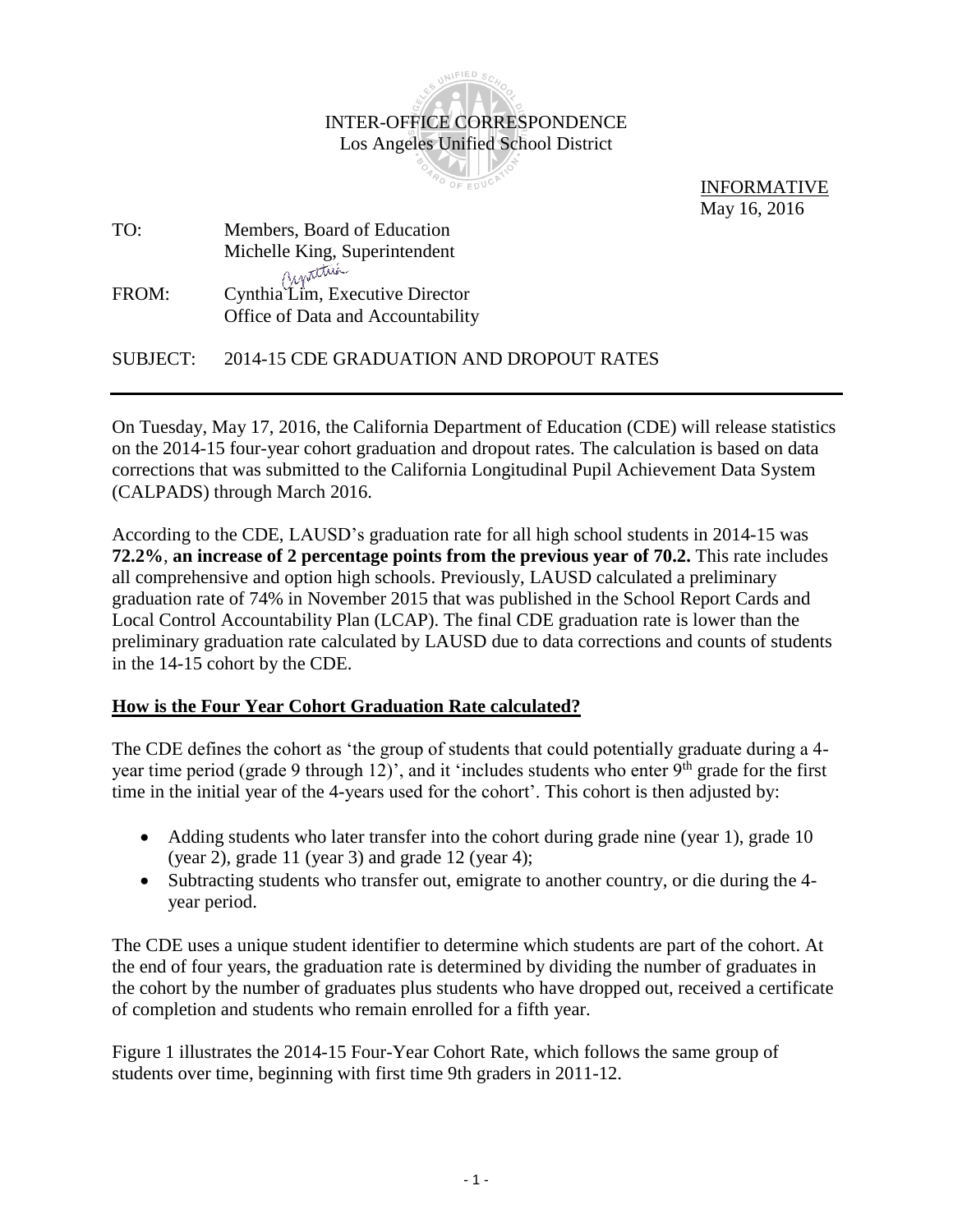INTER-OFFICE CORRESPONDENCE
Los Angeles Unified School District

INFORMATIVE
May 16, 2016

TO: Members, Board of Education
Michelle King, Superintendent

FROM: Cynthia Lim, Executive Director
Office of Data and Accountability

SUBJECT: 2014-15 CDE GRADUATION AND DROPOUT RATES

---

On Tuesday, May 17, 2016, the California Department of Education (CDE) will release statistics on the 2014-15 four-year cohort graduation and dropout rates. The calculation is based on data corrections that was submitted to the California Longitudinal Pupil Achievement Data System (CALPADS) through March 2016.

According to the CDE, LAUSD's graduation rate for all high school students in 2014-15 was **72.2%**, **an increase of 2 percentage points from the previous year of 70.2.** This rate includes all comprehensive and option high schools. Previously, LAUSD calculated a preliminary graduation rate of 74% in November 2015 that was published in the School Report Cards and Local Control Accountability Plan (LCAP). The final CDE graduation rate is lower than the preliminary graduation rate calculated by LAUSD due to data corrections and counts of students in the 14-15 cohort by the CDE.

**How is the Four Year Cohort Graduation Rate calculated?**

The CDE defines the cohort as 'the group of students that could potentially graduate during a 4-year time period (grade 9 through 12)', and it 'includes students who enter 9th grade for the first time in the initial year of the 4-years used for the cohort'. This cohort is then adjusted by:

- Adding students who later transfer into the cohort during grade nine (year 1), grade 10 (year 2), grade 11 (year 3) and grade 12 (year 4);
- Subtracting students who transfer out, emigrate to another country, or die during the 4-year period.

The CDE uses a unique student identifier to determine which students are part of the cohort. At the end of four years, the graduation rate is determined by dividing the number of graduates in the cohort by the number of graduates plus students who have dropped out, received a certificate of completion and students who remain enrolled for a fifth year.

Figure 1 illustrates the 2014-15 Four-Year Cohort Rate, which follows the same group of students over time, beginning with first time 9th graders in 2011-12.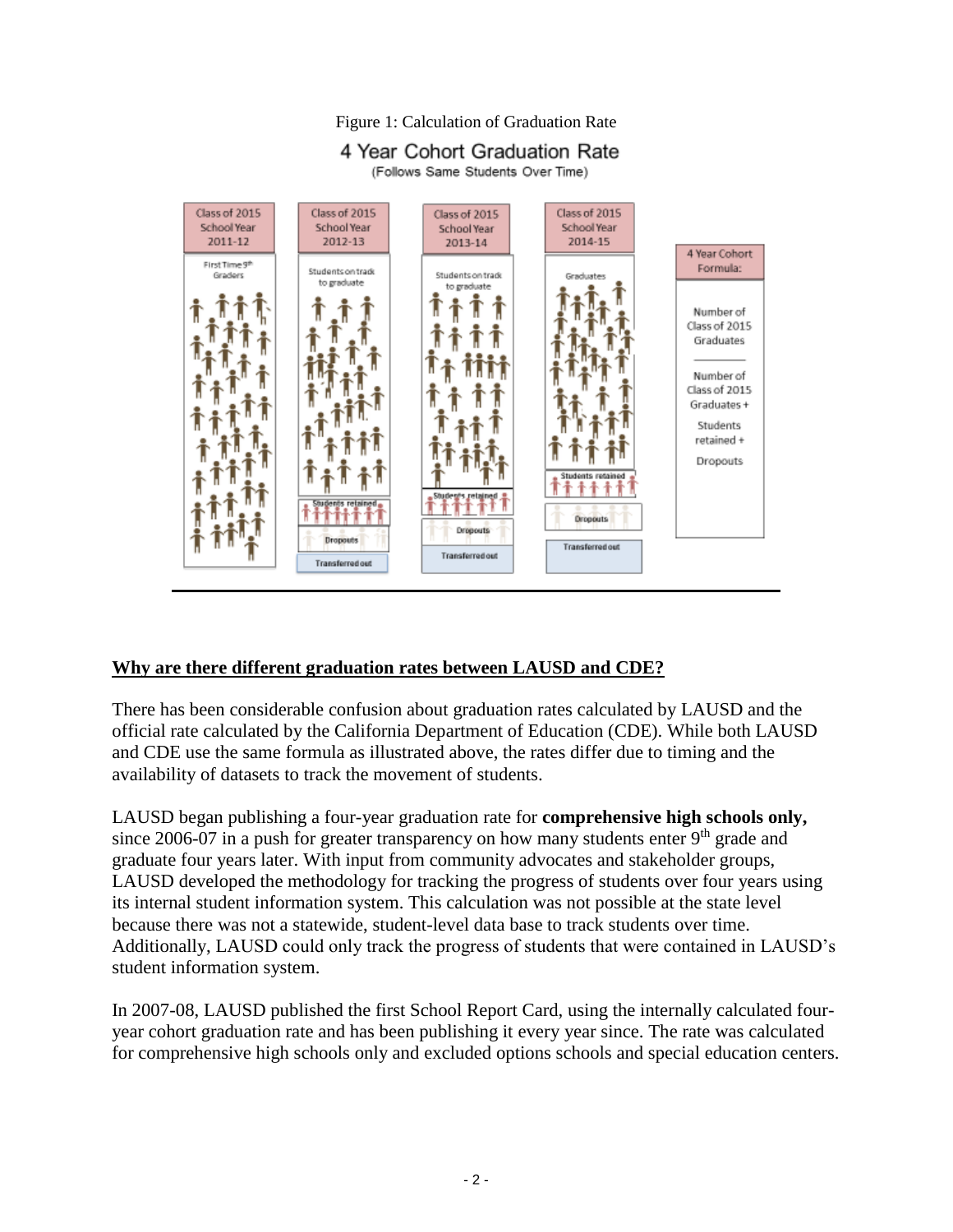Figure 1: Calculation of Graduation Rate

4 Year Cohort Graduation Rate

(Follows Same Students Over Time)

| Class of 2015 School Year 2011-12 | Class of 2015 School Year 2012-13 | Class of 2015 School Year 2013-14 | Class of 2015 School Year 2014-15 | 4 Year Cohort Formula: |
|---|---|---|---|---|
| First Time 9th Graders | Students on track to graduate | Students on track to graduate | Graduates | Number of Class of 2015 Graduates / Number of Class of 2015 Graduates + Students retained + Dropouts |
| | Students retained | Students retained | Students retained | |
| | Dropouts | Dropouts | Dropouts | |
| | Transferred out | Transferred out | Transferred out | |

## Why are there different graduation rates between LAUSD and CDE?

There has been considerable confusion about graduation rates calculated by LAUSD and the official rate calculated by the California Department of Education (CDE). While both LAUSD and CDE use the same formula as illustrated above, the rates differ due to timing and the availability of datasets to track the movement of students.

LAUSD began publishing a four-year graduation rate for **comprehensive high schools only,** since 2006-07 in a push for greater transparency on how many students enter 9th grade and graduate four years later. With input from community advocates and stakeholder groups, LAUSD developed the methodology for tracking the progress of students over four years using its internal student information system. This calculation was not possible at the state level because there was not a statewide, student-level data base to track students over time. Additionally, LAUSD could only track the progress of students that were contained in LAUSD's student information system.

In 2007-08, LAUSD published the first School Report Card, using the internally calculated four-year cohort graduation rate and has been publishing it every year since. The rate was calculated for comprehensive high schools only and excluded options schools and special education centers.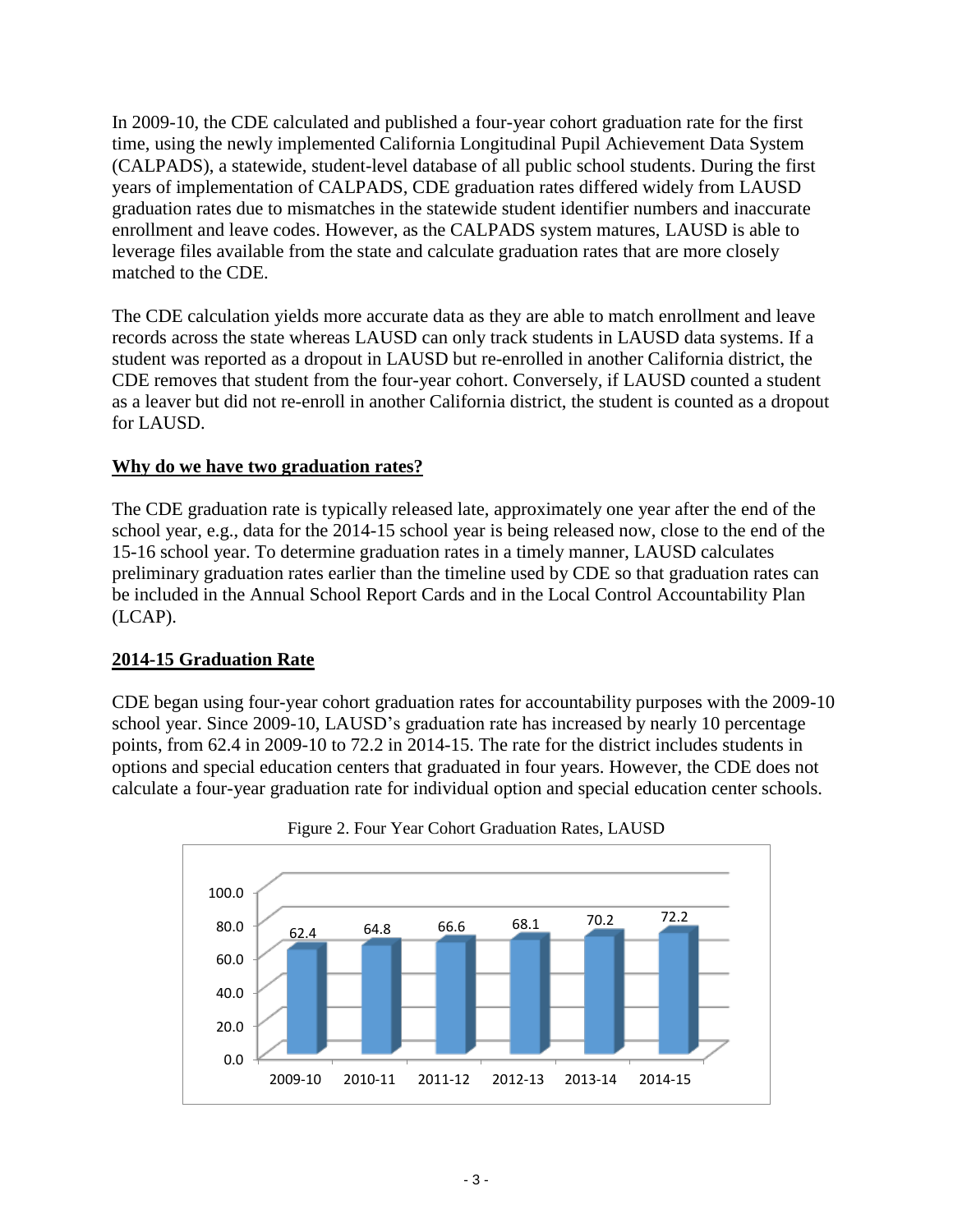In 2009-10, the CDE calculated and published a four-year cohort graduation rate for the first time, using the newly implemented California Longitudinal Pupil Achievement Data System (CALPADS), a statewide, student-level database of all public school students. During the first years of implementation of CALPADS, CDE graduation rates differed widely from LAUSD graduation rates due to mismatches in the statewide student identifier numbers and inaccurate enrollment and leave codes. However, as the CALPADS system matures, LAUSD is able to leverage files available from the state and calculate graduation rates that are more closely matched to the CDE.

The CDE calculation yields more accurate data as they are able to match enrollment and leave records across the state whereas LAUSD can only track students in LAUSD data systems. If a student was reported as a dropout in LAUSD but re-enrolled in another California district, the CDE removes that student from the four-year cohort. Conversely, if LAUSD counted a student as a leaver but did not re-enroll in another California district, the student is counted as a dropout for LAUSD.

## Why do we have two graduation rates?

The CDE graduation rate is typically released late, approximately one year after the end of the school year, e.g., data for the 2014-15 school year is being released now, close to the end of the 15-16 school year. To determine graduation rates in a timely manner, LAUSD calculates preliminary graduation rates earlier than the timeline used by CDE so that graduation rates can be included in the Annual School Report Cards and in the Local Control Accountability Plan (LCAP).

## 2014-15 Graduation Rate

CDE began using four-year cohort graduation rates for accountability purposes with the 2009-10 school year. Since 2009-10, LAUSD's graduation rate has increased by nearly 10 percentage points, from 62.4 in 2009-10 to 72.2 in 2014-15. The rate for the district includes students in options and special education centers that graduated in four years. However, the CDE does not calculate a four-year graduation rate for individual option and special education center schools.

Figure 2. Four Year Cohort Graduation Rates, LAUSD

| 2009-10 | 2010-11 | 2011-12 | 2012-13 | 2013-14 | 2014-15 |
|---|---|---|---|---|---|
| 62.4 | 64.8 | 66.6 | 68.1 | 70.2 | 72.2 |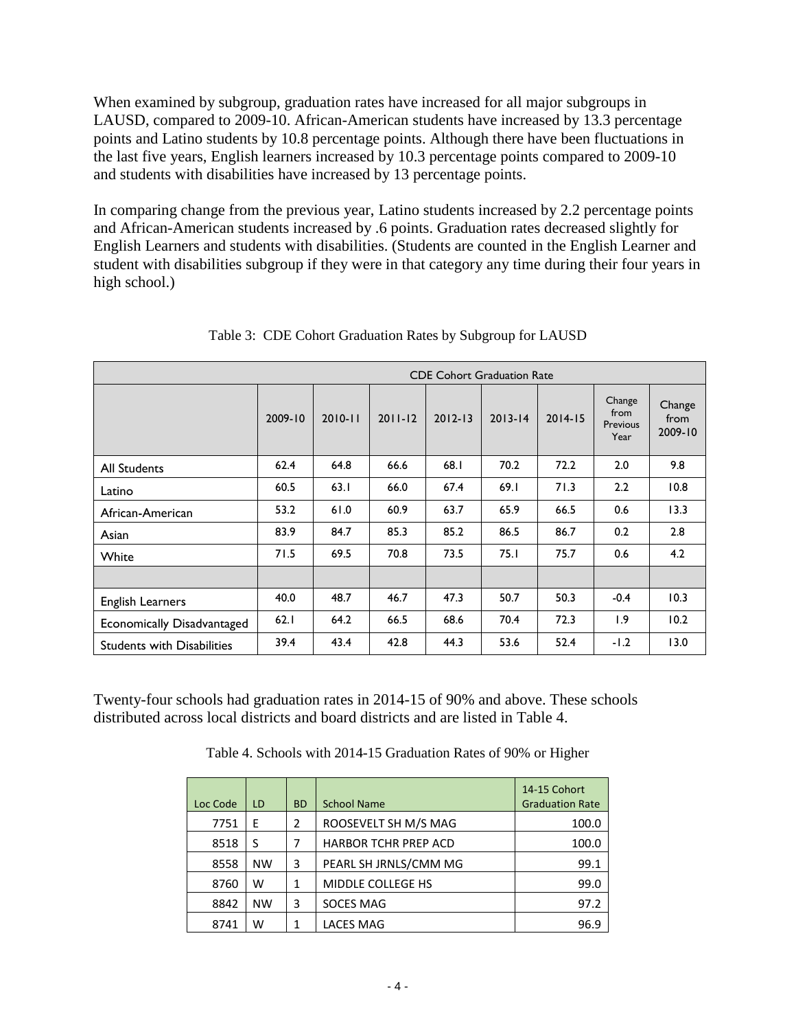When examined by subgroup, graduation rates have increased for all major subgroups in LAUSD, compared to 2009-10. African-American students have increased by 13.3 percentage points and Latino students by 10.8 percentage points. Although there have been fluctuations in the last five years, English learners increased by 10.3 percentage points compared to 2009-10 and students with disabilities have increased by 13 percentage points.

In comparing change from the previous year, Latino students increased by 2.2 percentage points and African-American students increased by .6 points. Graduation rates decreased slightly for English Learners and students with disabilities. (Students are counted in the English Learner and student with disabilities subgroup if they were in that category any time during their four years in high school.)

Table 3: CDE Cohort Graduation Rates by Subgroup for LAUSD

| | CDE Cohort Graduation Rate | | | | | | | |
|---|---|---|---|---|---|---|---|---|
| | 2009-10 | 2010-11 | 2011-12 | 2012-13 | 2013-14 | 2014-15 | Change from Previous Year | Change from 2009-10 |
| All Students | 62.4 | 64.8 | 66.6 | 68.1 | 70.2 | 72.2 | 2.0 | 9.8 |
| Latino | 60.5 | 63.1 | 66.0 | 67.4 | 69.1 | 71.3 | 2.2 | 10.8 |
| African-American | 53.2 | 61.0 | 60.9 | 63.7 | 65.9 | 66.5 | 0.6 | 13.3 |
| Asian | 83.9 | 84.7 | 85.3 | 85.2 | 86.5 | 86.7 | 0.2 | 2.8 |
| White | 71.5 | 69.5 | 70.8 | 73.5 | 75.1 | 75.7 | 0.6 | 4.2 |
| | | | | | | | | |
| English Learners | 40.0 | 48.7 | 46.7 | 47.3 | 50.7 | 50.3 | -0.4 | 10.3 |
| Economically Disadvantaged | 62.1 | 64.2 | 66.5 | 68.6 | 70.4 | 72.3 | 1.9 | 10.2 |
| Students with Disabilities | 39.4 | 43.4 | 42.8 | 44.3 | 53.6 | 52.4 | -1.2 | 13.0 |

Twenty-four schools had graduation rates in 2014-15 of 90% and above. These schools distributed across local districts and board districts and are listed in Table 4.

Table 4. Schools with 2014-15 Graduation Rates of 90% or Higher

| Loc Code | LD | BD | School Name | 14-15 Cohort Graduation Rate |
|---|---|---|---|---|
| 7751 | E | 2 | ROOSEVELT SH M/S MAG | 100.0 |
| 8518 | S | 7 | HARBOR TCHR PREP ACD | 100.0 |
| 8558 | NW | 3 | PEARL SH JRNLS/CMM MG | 99.1 |
| 8760 | W | 1 | MIDDLE COLLEGE HS | 99.0 |
| 8842 | NW | 3 | SOCES MAG | 97.2 |
| 8741 | W | 1 | LACES MAG | 96.9 |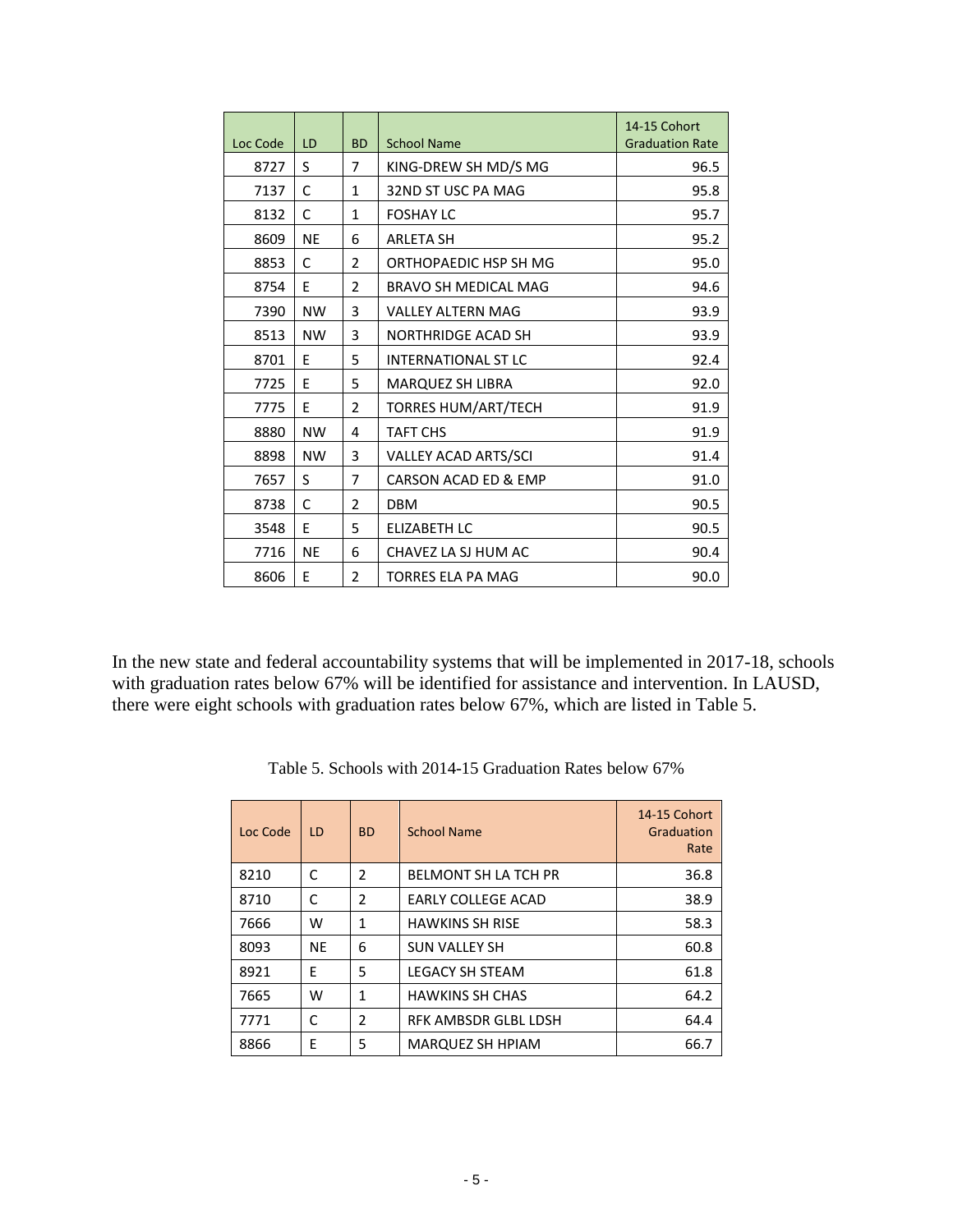| Loc Code | LD | BD | School Name | 14-15 Cohort Graduation Rate |
|---|---|---|---|---|
| 8727 | S | 7 | KING-DREW SH MD/S MG | 96.5 |
| 7137 | C | 1 | 32ND ST USC PA MAG | 95.8 |
| 8132 | C | 1 | FOSHAY LC | 95.7 |
| 8609 | NE | 6 | ARLETA SH | 95.2 |
| 8853 | C | 2 | ORTHOPAEDIC HSP SH MG | 95.0 |
| 8754 | E | 2 | BRAVO SH MEDICAL MAG | 94.6 |
| 7390 | NW | 3 | VALLEY ALTERN MAG | 93.9 |
| 8513 | NW | 3 | NORTHRIDGE ACAD SH | 93.9 |
| 8701 | E | 5 | INTERNATIONAL ST LC | 92.4 |
| 7725 | E | 5 | MARQUEZ SH LIBRA | 92.0 |
| 7775 | E | 2 | TORRES HUM/ART/TECH | 91.9 |
| 8880 | NW | 4 | TAFT CHS | 91.9 |
| 8898 | NW | 3 | VALLEY ACAD ARTS/SCI | 91.4 |
| 7657 | S | 7 | CARSON ACAD ED & EMP | 91.0 |
| 8738 | C | 2 | DBM | 90.5 |
| 3548 | E | 5 | ELIZABETH LC | 90.5 |
| 7716 | NE | 6 | CHAVEZ LA SJ HUM AC | 90.4 |
| 8606 | E | 2 | TORRES ELA PA MAG | 90.0 |

In the new state and federal accountability systems that will be implemented in 2017-18, schools with graduation rates below 67% will be identified for assistance and intervention. In LAUSD, there were eight schools with graduation rates below 67%, which are listed in Table 5.

Table 5. Schools with 2014-15 Graduation Rates below 67%

| Loc Code | LD | BD | School Name | 14-15 Cohort Graduation Rate |
|---|---|---|---|---|
| 8210 | C | 2 | BELMONT SH LA TCH PR | 36.8 |
| 8710 | C | 2 | EARLY COLLEGE ACAD | 38.9 |
| 7666 | W | 1 | HAWKINS SH RISE | 58.3 |
| 8093 | NE | 6 | SUN VALLEY SH | 60.8 |
| 8921 | E | 5 | LEGACY SH STEAM | 61.8 |
| 7665 | W | 1 | HAWKINS SH CHAS | 64.2 |
| 7771 | C | 2 | RFK AMBSDR GLBL LDSH | 64.4 |
| 8866 | E | 5 | MARQUEZ SH HPIAM | 66.7 |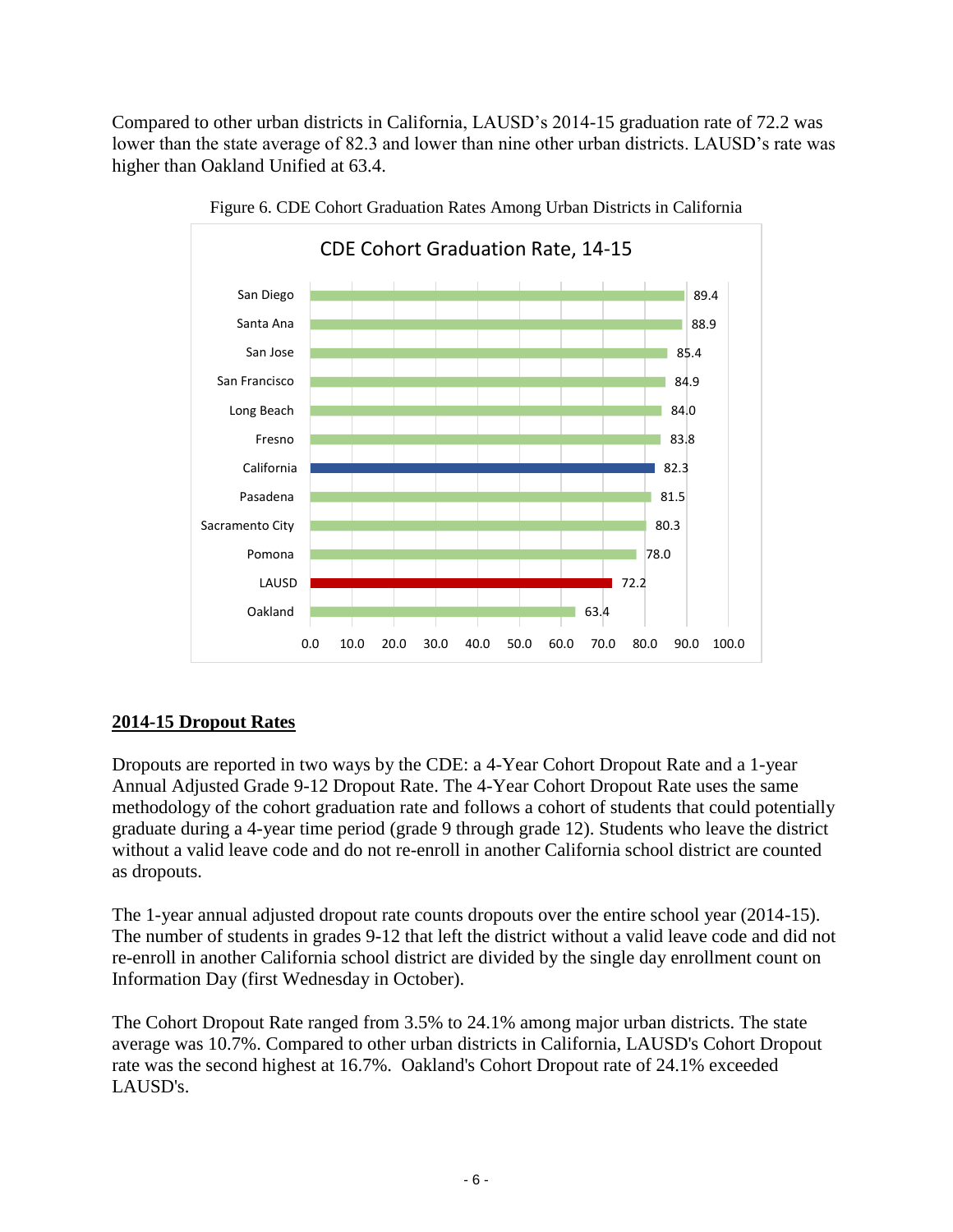Compared to other urban districts in California, LAUSD's 2014-15 graduation rate of 72.2 was lower than the state average of 82.3 and lower than nine other urban districts. LAUSD's rate was higher than Oakland Unified at 63.4.

Figure 6. CDE Cohort Graduation Rates Among Urban Districts in California

**CDE Cohort Graduation Rate, 14-15**

| District | Rate |
|---|---|
| San Diego | 89.4 |
| Santa Ana | 88.9 |
| San Jose | 85.4 |
| San Francisco | 84.9 |
| Long Beach | 84.0 |
| Fresno | 83.8 |
| California | 82.3 |
| Pasadena | 81.5 |
| Sacramento City | 80.3 |
| Pomona | 78.0 |
| LAUSD | 72.2 |
| Oakland | 63.4 |

## 2014-15 Dropout Rates

Dropouts are reported in two ways by the CDE: a 4-Year Cohort Dropout Rate and a 1-year Annual Adjusted Grade 9-12 Dropout Rate. The 4-Year Cohort Dropout Rate uses the same methodology of the cohort graduation rate and follows a cohort of students that could potentially graduate during a 4-year time period (grade 9 through grade 12). Students who leave the district without a valid leave code and do not re-enroll in another California school district are counted as dropouts.

The 1-year annual adjusted dropout rate counts dropouts over the entire school year (2014-15). The number of students in grades 9-12 that left the district without a valid leave code and did not re-enroll in another California school district are divided by the single day enrollment count on Information Day (first Wednesday in October).

The Cohort Dropout Rate ranged from 3.5% to 24.1% among major urban districts. The state average was 10.7%. Compared to other urban districts in California, LAUSD's Cohort Dropout rate was the second highest at 16.7%. Oakland's Cohort Dropout rate of 24.1% exceeded LAUSD's.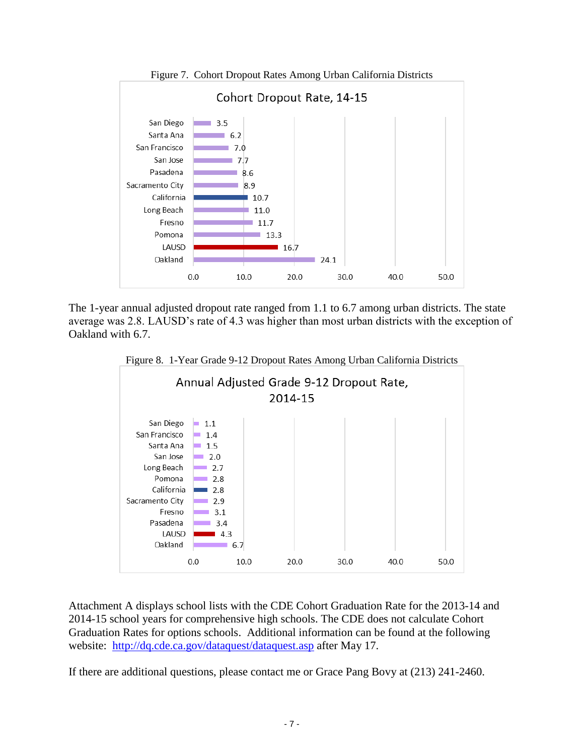Figure 7. Cohort Dropout Rates Among Urban California Districts

Cohort Dropout Rate, 14-15

San Diego 3.5
Santa Ana 6.2
San Francisco 7.0
San Jose 7.7
Pasadena 8.6
Sacramento City 8.9
California 10.7
Long Beach 11.0
Fresno 11.7
Pomona 13.3
LAUSD 16.7
Oakland 24.1

0.0 10.0 20.0 30.0 40.0 50.0

The 1-year annual adjusted dropout rate ranged from 1.1 to 6.7 among urban districts. The state average was 2.8. LAUSD's rate of 4.3 was higher than most urban districts with the exception of Oakland with 6.7.

Figure 8. 1-Year Grade 9-12 Dropout Rates Among Urban California Districts

Annual Adjusted Grade 9-12 Dropout Rate, 2014-15

San Diego 1.1
San Francisco 1.4
Santa Ana 1.5
San Jose 2.0
Long Beach 2.7
Pomona 2.8
California 2.8
Sacramento City 2.9
Fresno 3.1
Pasadena 3.4
LAUSD 4.3
Oakland 6.7

0.0 10.0 20.0 30.0 40.0 50.0

Attachment A displays school lists with the CDE Cohort Graduation Rate for the 2013-14 and 2014-15 school years for comprehensive high schools. The CDE does not calculate Cohort Graduation Rates for options schools. Additional information can be found at the following website: [http://dq.cde.ca.gov/dataquest/dataquest.asp](http://dq.cde.ca.gov/dataquest/dataquest.asp) after May 17.

If there are additional questions, please contact me or Grace Pang Bovy at (213) 241-2460.